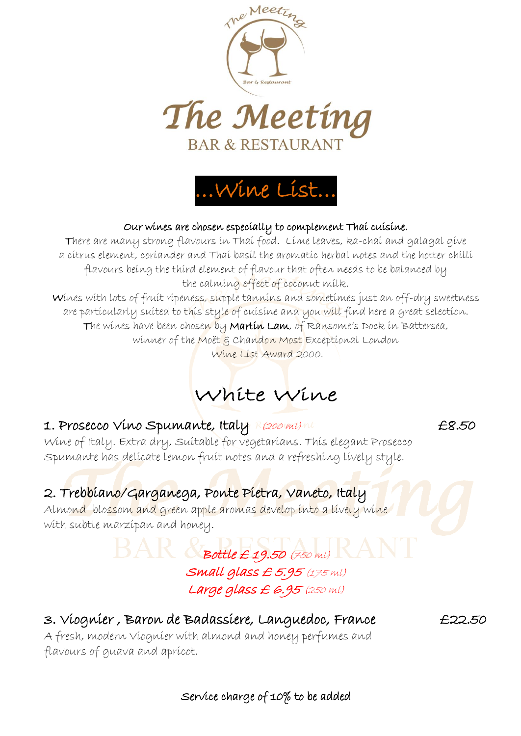# The Meeting

## BAR & RESTAURANT

## ...Wine List...

**Our wines are chosen especially to complement Thai cuisine.**

There are many strong flavours in Thai food. Lime leaves, ka-chai and galagal give a citrus element, coriander and Thai basil the aromatic herbal notes and the hotter chilli flavours being the third element of flavour that often needs to be balanced by the calming effect of coconut milk.

Wines with lots of fruit ripeness, supple tannins and sometimes just an off-dry sweetness are particularly suited to this style of cuisine and you will find here a great selection. The wines have been chosen by **Martin Lam**, of Ransome's Dock in Battersea, winner of the Moët & Chandon Most Exceptional London Wine List Award 2000.

## White Wine

### 1. Prosecco Vino Spumante, Italy *(200 ml)* — £8.50

Wine of Italy. Extra dry, Suitable for vegetarians. This elegant Prosecco Spumante has delicate lemon fruit notes and a refreshing lively style.

### 2. Trebbiano/Garganega, Ponte Pietra, Vaneto, Italy

Almond blossom and green apple aromas develop into a lively wine with subtle marzipan and honey.

*Bottle £ 19.50 (750 ml)*
*Small glass £ 5.95 (175 ml)*
*Large glass £ 6.95 (250 ml)*

### 3. Viognier , Baron de Badassiere, Languedoc, France — £22.50

A fresh, modern Viognier with almond and honey perfumes and flavours of guava and apricot.

Service charge of 10% to be added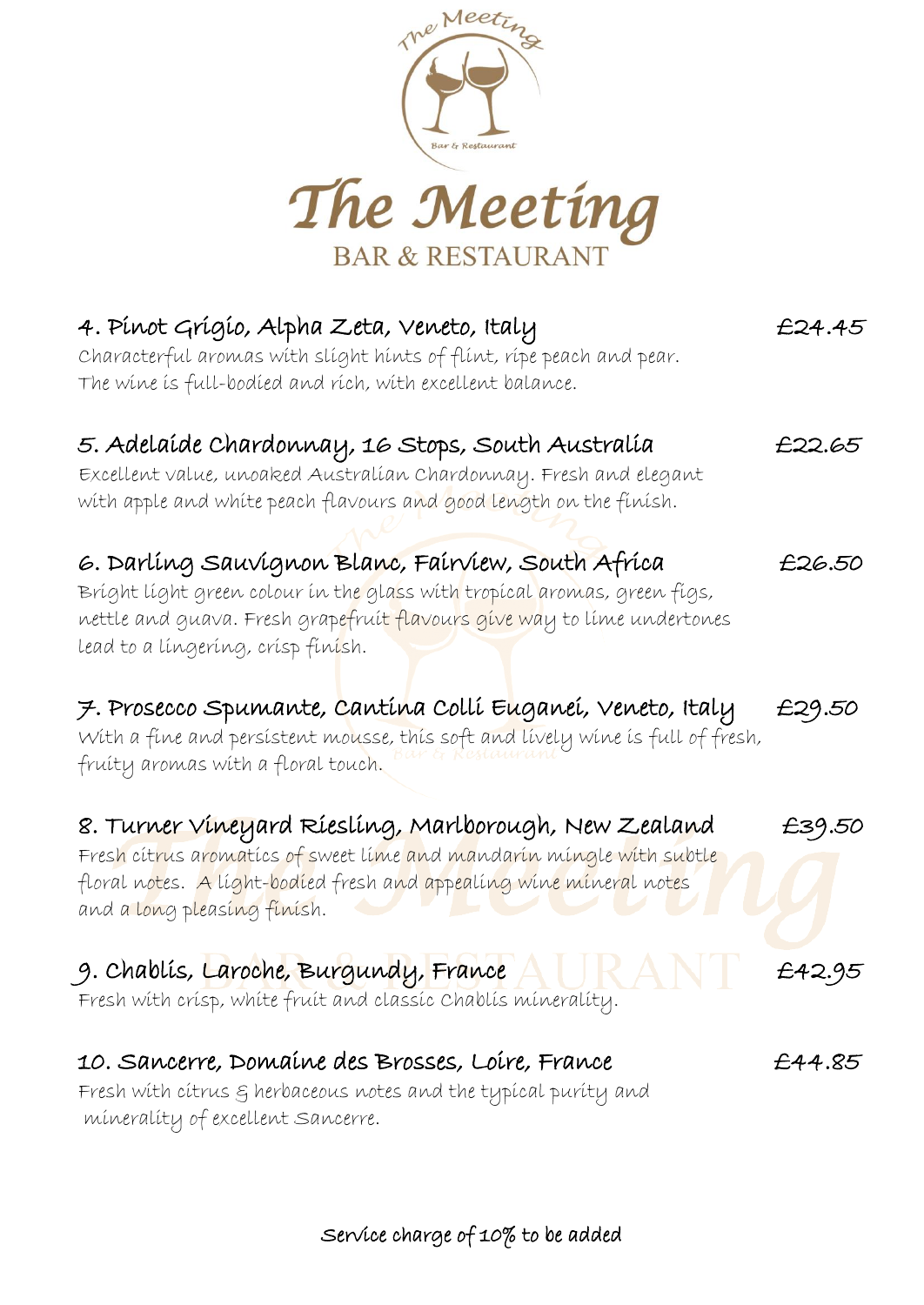# The Meeting

## BAR & RESTAURANT

**4. Pinot Grigio, Alpha Zeta, Veneto, Italy** — £24.45

Characterful aromas with slight hints of flint, ripe peach and pear. The wine is full-bodied and rich, with excellent balance.

**5. Adelaide Chardonnay, 16 Stops, South Australia** — £22.65

Excellent value, unoaked Australian Chardonnay. Fresh and elegant with apple and white peach flavours and good length on the finish.

**6. Darling Sauvignon Blanc, Fairview, South Africa** — £26.50

Bright light green colour in the glass with tropical aromas, green figs, nettle and guava. Fresh grapefruit flavours give way to lime undertones lead to a lingering, crisp finish.

**7. Prosecco Spumante, Cantina Colli Euganei, Veneto, Italy** — £29.50

With a fine and persistent mousse, this soft and lively wine is full of fresh, fruity aromas with a floral touch.

**8. Turner Vineyard Riesling, Marlborough, New Zealand** — £39.50

Fresh citrus aromatics of sweet lime and mandarin mingle with subtle floral notes. A light-bodied fresh and appealing wine mineral notes and a long pleasing finish.

**9. Chablis, Laroche, Burgundy, France** — £42.95

Fresh with crisp, white fruit and classic Chablis minerality.

**10. Sancerre, Domaine des Brosses, Loire, France** — £44.85

Fresh with citrus & herbaceous notes and the typical purity and minerality of excellent Sancerre.

Service charge of 10% to be added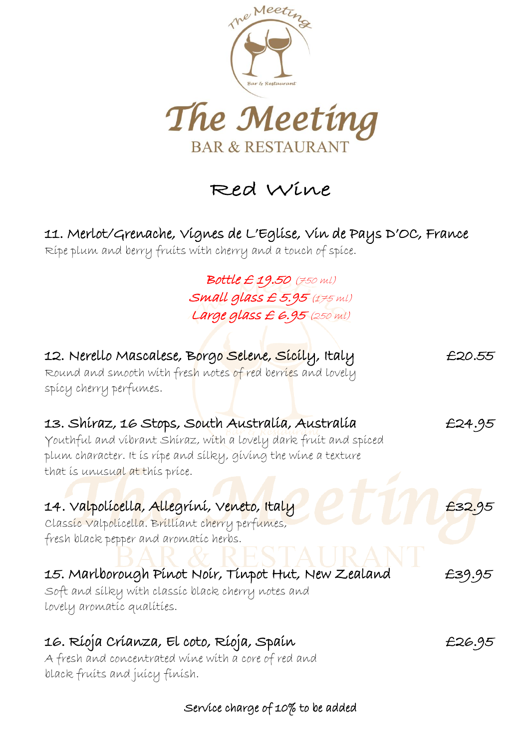# The Meeting

BAR & RESTAURANT

## Red Wine

### 11. Merlot/Grenache, Vignes de L'Eglise, Vin de Pays D'OC, France

Ripe plum and berry fruits with cherry and a touch of spice.

Bottle £ 19.50 (750 ml)
Small glass £ 5.95 (175 ml)
Large glass £ 6.95 (250 ml)

### 12. Nerello Mascalese, Borgo Selene, Sicily, Italy — £20.55

Round and smooth with fresh notes of red berries and lovely spicy cherry perfumes.

### 13. Shiraz, 16 Stops, South Australia, Australia — £24.95

Youthful and vibrant Shiraz, with a lovely dark fruit and spiced plum character. It is ripe and silky, giving the wine a texture that is unusual at this price.

### 14. Valpolicella, Allegrini, Veneto, Italy — £32.95

Classic Valpolicella. Brilliant cherry perfumes, fresh black pepper and aromatic herbs.

### 15. Marlborough Pinot Noir, Tinpot Hut, New Zealand — £39.95

Soft and silky with classic black cherry notes and lovely aromatic qualities.

### 16. Rioja Crianza, El coto, Rioja, Spain — £26.95

A fresh and concentrated wine with a core of red and black fruits and juicy finish.

Service charge of 10% to be added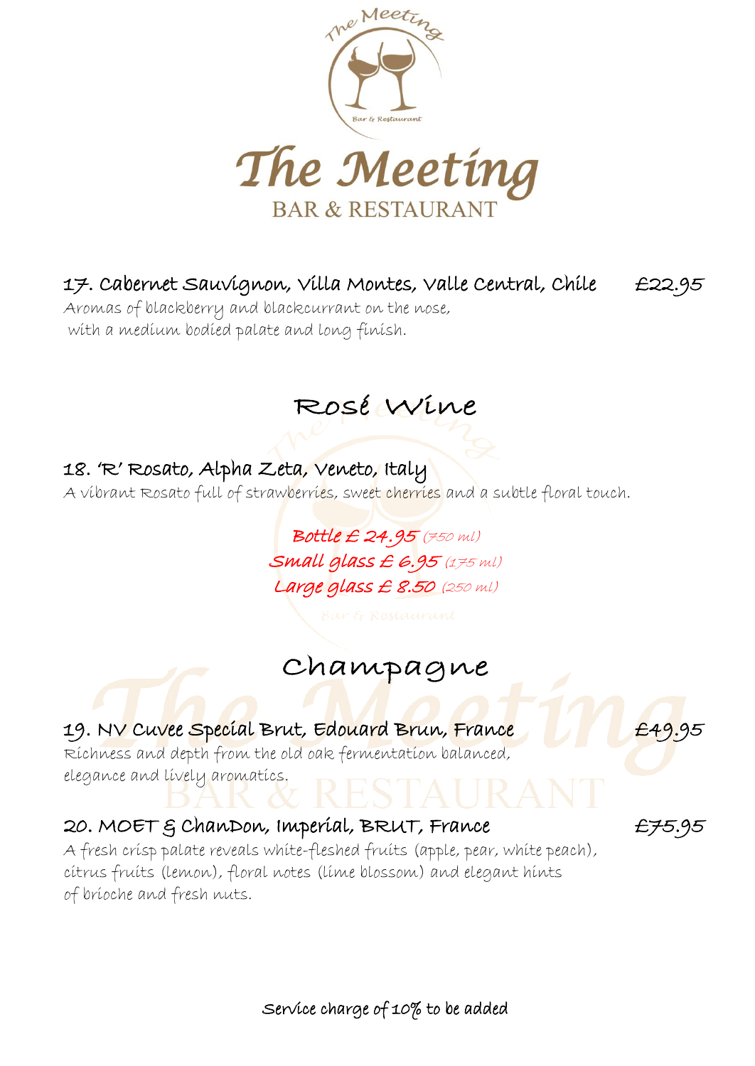# The Meeting
BAR & RESTAURANT

**17. Cabernet Sauvignon, Villa Montes, Valle Central, Chile** £22.95

Aromas of blackberry and blackcurrant on the nose, with a medium bodied palate and long finish.

## Rosé Wine

**18. 'R' Rosato, Alpha Zeta, Veneto, Italy**

A vibrant Rosato full of strawberries, sweet cherries and a subtle floral touch.

Bottle £ 24.95 (750 ml)
Small glass £ 6.95 (175 ml)
Large glass £ 8.50 (250 ml)

## Champagne

**19. NV Cuvee Special Brut, Edouard Brun, France** £49.95

Richness and depth from the old oak fermentation balanced, elegance and lively aromatics.

**20. MOET & ChanDon, Imperial, BRUT, France** £75.95

A fresh crisp palate reveals white-fleshed fruits (apple, pear, white peach), citrus fruits (lemon), floral notes (lime blossom) and elegant hints of brioche and fresh nuts.

Service charge of 10% to be added